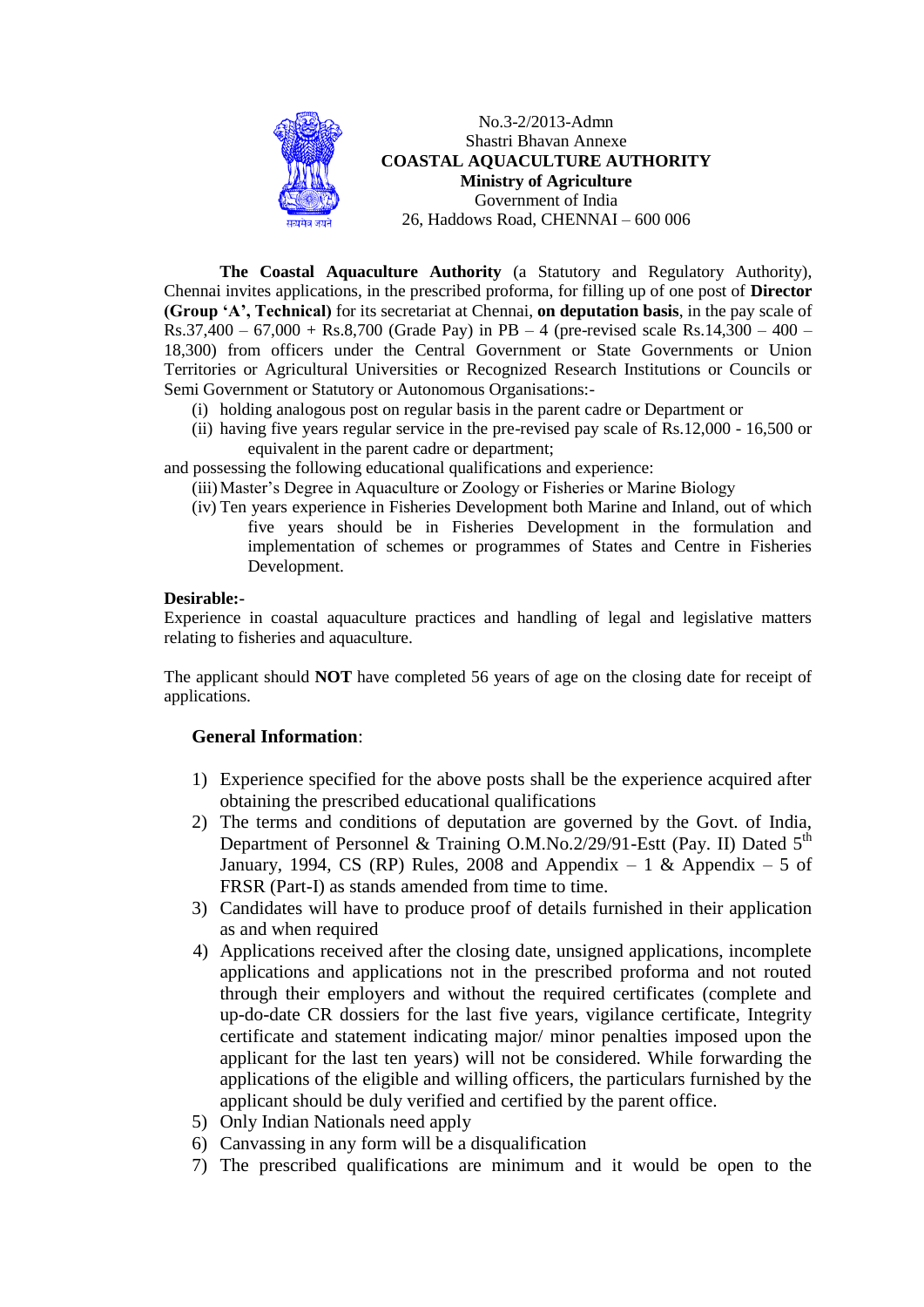No.3-2/2013-Admn
Shastri Bhavan Annexe
**COASTAL AQUACULTURE AUTHORITY**
**Ministry of Agriculture**
Government of India
26, Haddows Road, CHENNAI – 600 006

**The Coastal Aquaculture Authority** (a Statutory and Regulatory Authority), Chennai invites applications, in the prescribed proforma, for filling up of one post of **Director (Group 'A', Technical)** for its secretariat at Chennai, **on deputation basis**, in the pay scale of Rs.37,400 – 67,000 + Rs.8,700 (Grade Pay) in PB – 4 (pre-revised scale Rs.14,300 – 400 – 18,300) from officers under the Central Government or State Governments or Union Territories or Agricultural Universities or Recognized Research Institutions or Councils or Semi Government or Statutory or Autonomous Organisations:-

(i) holding analogous post on regular basis in the parent cadre or Department or
(ii) having five years regular service in the pre-revised pay scale of Rs.12,000 - 16,500 or equivalent in the parent cadre or department;

and possessing the following educational qualifications and experience:

(iii) Master's Degree in Aquaculture or Zoology or Fisheries or Marine Biology
(iv) Ten years experience in Fisheries Development both Marine and Inland, out of which five years should be in Fisheries Development in the formulation and implementation of schemes or programmes of States and Centre in Fisheries Development.

**Desirable:-**

Experience in coastal aquaculture practices and handling of legal and legislative matters relating to fisheries and aquaculture.

The applicant should **NOT** have completed 56 years of age on the closing date for receipt of applications.

## General Information:

1) Experience specified for the above posts shall be the experience acquired after obtaining the prescribed educational qualifications
2) The terms and conditions of deputation are governed by the Govt. of India, Department of Personnel & Training O.M.No.2/29/91-Estt (Pay. II) Dated 5th January, 1994, CS (RP) Rules, 2008 and Appendix – 1 & Appendix – 5 of FRSR (Part-I) as stands amended from time to time.
3) Candidates will have to produce proof of details furnished in their application as and when required
4) Applications received after the closing date, unsigned applications, incomplete applications and applications not in the prescribed proforma and not routed through their employers and without the required certificates (complete and up-do-date CR dossiers for the last five years, vigilance certificate, Integrity certificate and statement indicating major/ minor penalties imposed upon the applicant for the last ten years) will not be considered. While forwarding the applications of the eligible and willing officers, the particulars furnished by the applicant should be duly verified and certified by the parent office.
5) Only Indian Nationals need apply
6) Canvassing in any form will be a disqualification
7) The prescribed qualifications are minimum and it would be open to the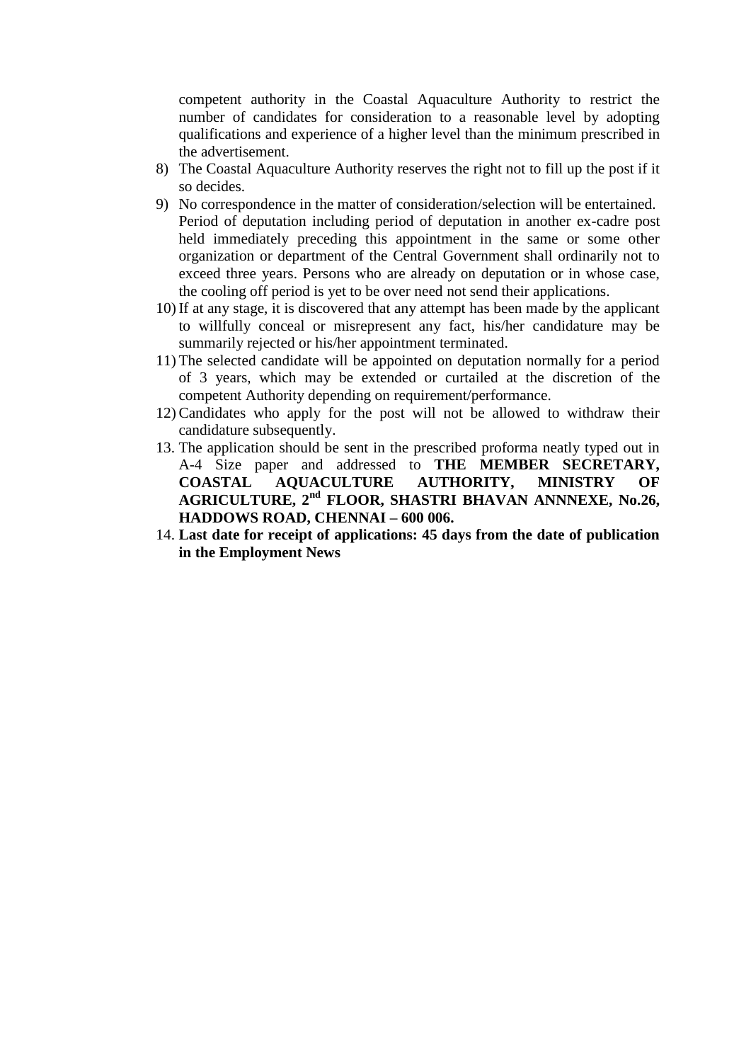competent authority in the Coastal Aquaculture Authority to restrict the number of candidates for consideration to a reasonable level by adopting qualifications and experience of a higher level than the minimum prescribed in the advertisement.

8) The Coastal Aquaculture Authority reserves the right not to fill up the post if it so decides.
9) No correspondence in the matter of consideration/selection will be entertained. Period of deputation including period of deputation in another ex-cadre post held immediately preceding this appointment in the same or some other organization or department of the Central Government shall ordinarily not to exceed three years. Persons who are already on deputation or in whose case, the cooling off period is yet to be over need not send their applications.
10) If at any stage, it is discovered that any attempt has been made by the applicant to willfully conceal or misrepresent any fact, his/her candidature may be summarily rejected or his/her appointment terminated.
11) The selected candidate will be appointed on deputation normally for a period of 3 years, which may be extended or curtailed at the discretion of the competent Authority depending on requirement/performance.
12) Candidates who apply for the post will not be allowed to withdraw their candidature subsequently.
13. The application should be sent in the prescribed proforma neatly typed out in A-4 Size paper and addressed to **THE MEMBER SECRETARY, COASTAL AQUACULTURE AUTHORITY, MINISTRY OF AGRICULTURE, 2nd FLOOR, SHASTRI BHAVAN ANNNEXE, No.26, HADDOWS ROAD, CHENNAI – 600 006.**
14. **Last date for receipt of applications: 45 days from the date of publication in the Employment News**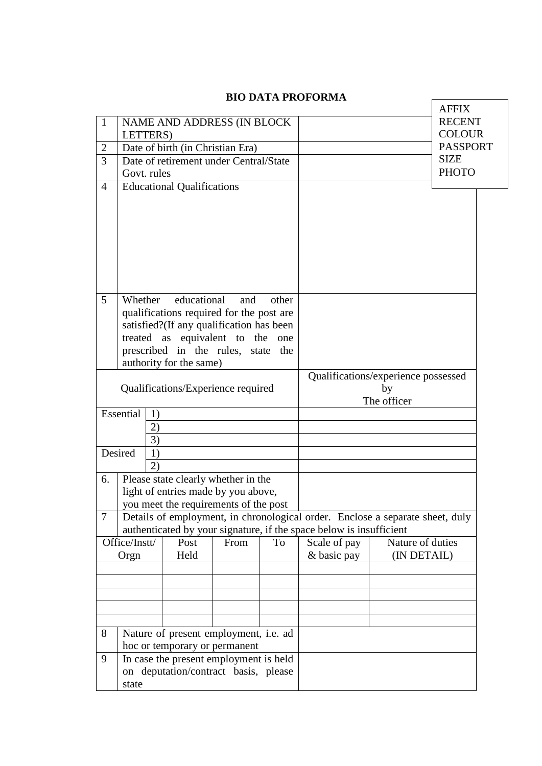# BIO DATA PROFORMA

AFFIX RECENT COLOUR PASSPORT SIZE PHOTO

| | | |
|---|---|---|
| 1 | NAME AND ADDRESS (IN BLOCK LETTERS) | |
| 2 | Date of birth (in Christian Era) | |
| 3 | Date of retirement under Central/State Govt. rules | |
| 4 | Educational Qualifications | |
| 5 | Whether educational and other qualifications required for the post are satisfied?(If any qualification has been treated as equivalent to the one prescribed in the rules, state the authority for the same) | |

| Qualifications/Experience required | | Qualifications/experience possessed by The officer |
|---|---|---|
| Essential | 1) | |
| | 2) | |
| | 3) | |
| Desired | 1) | |
| | 2) | |

| | | |
|---|---|---|
| 6. | Please state clearly whether in the light of entries made by you above, you meet the requirements of the post | |
| 7 | Details of employment, in chronological order. Enclose a separate sheet, duly authenticated by your signature, if the space below is insufficient | |

| Office/Instt/ Orgn | Post Held | From | To | Scale of pay & basic pay | Nature of duties (IN DETAIL) |
|---|---|---|---|---|---|
| | | | | | |
| | | | | | |
| | | | | | |
| | | | | | |
| | | | | | |

| | | |
|---|---|---|
| 8 | Nature of present employment, i.e. ad hoc or temporary or permanent | |
| 9 | In case the present employment is held on deputation/contract basis, please state | |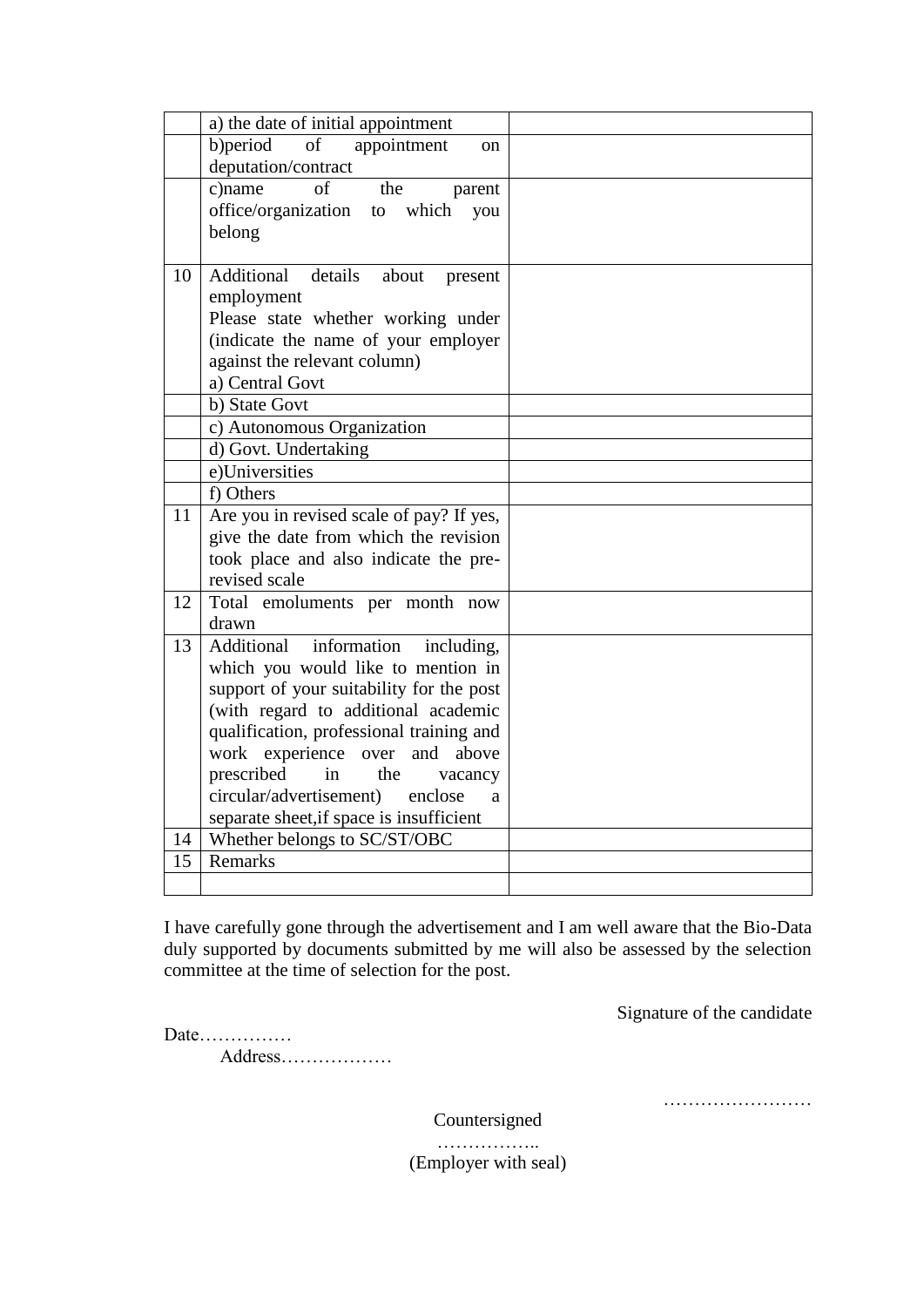| | | |
|---|---|---|
| | a) the date of initial appointment | |
| | b)period of appointment on deputation/contract | |
| | c)name of the parent office/organization to which you belong | |
| 10 | Additional details about present employment<br>Please state whether working under (indicate the name of your employer against the relevant column)<br>a) Central Govt | |
| | b) State Govt | |
| | c) Autonomous Organization | |
| | d) Govt. Undertaking | |
| | e)Universities | |
| | f) Others | |
| 11 | Are you in revised scale of pay? If yes, give the date from which the revision took place and also indicate the pre-revised scale | |
| 12 | Total emoluments per month now drawn | |
| 13 | Additional information including, which you would like to mention in support of your suitability for the post (with regard to additional academic qualification, professional training and work experience over and above prescribed in the vacancy circular/advertisement) enclose a separate sheet,if space is insufficient | |
| 14 | Whether belongs to SC/ST/OBC | |
| 15 | Remarks | |
| | | |

I have carefully gone through the advertisement and I am well aware that the Bio-Data duly supported by documents submitted by me will also be assessed by the selection committee at the time of selection for the post.

Signature of the candidate

Date……………

Address………………

……………………

Countersigned

……………..

(Employer with seal)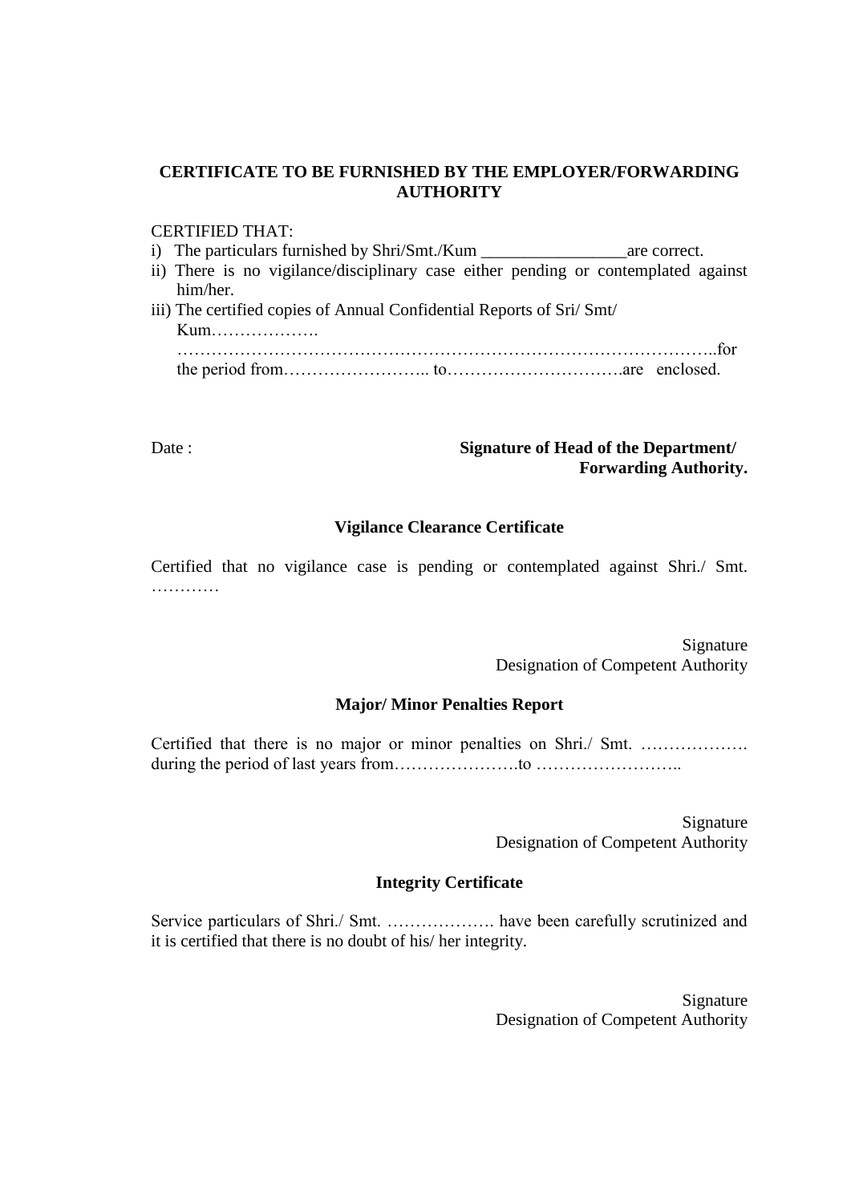## CERTIFICATE TO BE FURNISHED BY THE EMPLOYER/FORWARDING AUTHORITY

CERTIFIED THAT:

i) The particulars furnished by Shri/Smt./Kum ________________are correct.

ii) There is no vigilance/disciplinary case either pending or contemplated against him/her.

iii) The certified copies of Annual Confidential Reports of Sri/ Smt/ Kum………………. …………………………………………………………………………………..for the period from…………………….. to………………………….are enclosed.

Date :

**Signature of Head of the Department/ Forwarding Authority.**

### Vigilance Clearance Certificate

Certified that no vigilance case is pending or contemplated against Shri./ Smt. …………

Signature
Designation of Competent Authority

### Major/ Minor Penalties Report

Certified that there is no major or minor penalties on Shri./ Smt. ………………. during the period of last years from………………….to ……………………..

Signature
Designation of Competent Authority

### Integrity Certificate

Service particulars of Shri./ Smt. ………………. have been carefully scrutinized and it is certified that there is no doubt of his/ her integrity.

Signature
Designation of Competent Authority